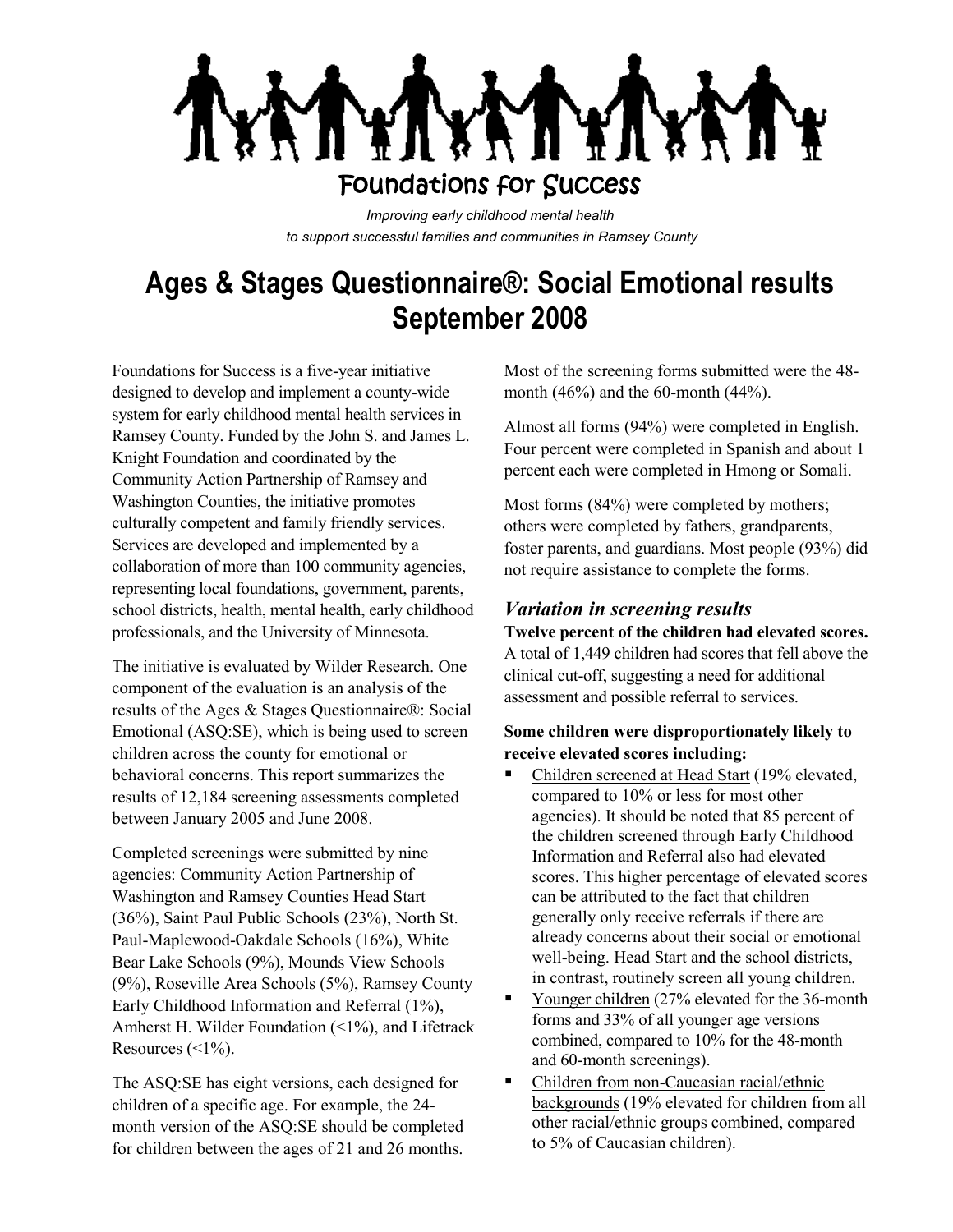# Foundations for Success

*Improving early childhood mental health to support successful families and communities in Ramsey County*

# Ages & Stages Questionnaire®: Social Emotional results September 2008

Foundations for Success is a five-year initiative designed to develop and implement a county-wide system for early childhood mental health services in Ramsey County. Funded by the John S. and James L. Knight Foundation and coordinated by the Community Action Partnership of Ramsey and Washington Counties, the initiative promotes culturally competent and family friendly services. Services are developed and implemented by a collaboration of more than 100 community agencies, representing local foundations, government, parents, school districts, health, mental health, early childhood professionals, and the University of Minnesota.

The initiative is evaluated by Wilder Research. One component of the evaluation is an analysis of the results of the Ages & Stages Questionnaire®: Social Emotional (ASQ:SE), which is being used to screen children across the county for emotional or behavioral concerns. This report summarizes the results of 12,184 screening assessments completed between January 2005 and June 2008.

Completed screenings were submitted by nine agencies: Community Action Partnership of Washington and Ramsey Counties Head Start (36%), Saint Paul Public Schools (23%), North St. Paul-Maplewood-Oakdale Schools (16%), White Bear Lake Schools (9%), Mounds View Schools (9%), Roseville Area Schools (5%), Ramsey County Early Childhood Information and Referral (1%), Amherst H. Wilder Foundation (<1%), and Lifetrack Resources (<1%).

The ASQ:SE has eight versions, each designed for children of a specific age. For example, the 24-month version of the ASQ:SE should be completed for children between the ages of 21 and 26 months.

Most of the screening forms submitted were the 48-month (46%) and the 60-month (44%).

Almost all forms (94%) were completed in English. Four percent were completed in Spanish and about 1 percent each were completed in Hmong or Somali.

Most forms (84%) were completed by mothers; others were completed by fathers, grandparents, foster parents, and guardians. Most people (93%) did not require assistance to complete the forms.

## *Variation in screening results*

**Twelve percent of the children had elevated scores.** A total of 1,449 children had scores that fell above the clinical cut-off, suggesting a need for additional assessment and possible referral to services.

**Some children were disproportionately likely to receive elevated scores including:**

- Children screened at Head Start (19% elevated, compared to 10% or less for most other agencies). It should be noted that 85 percent of the children screened through Early Childhood Information and Referral also had elevated scores. This higher percentage of elevated scores can be attributed to the fact that children generally only receive referrals if there are already concerns about their social or emotional well-being. Head Start and the school districts, in contrast, routinely screen all young children.
- Younger children (27% elevated for the 36-month forms and 33% of all younger age versions combined, compared to 10% for the 48-month and 60-month screenings).
- Children from non-Caucasian racial/ethnic backgrounds (19% elevated for children from all other racial/ethnic groups combined, compared to 5% of Caucasian children).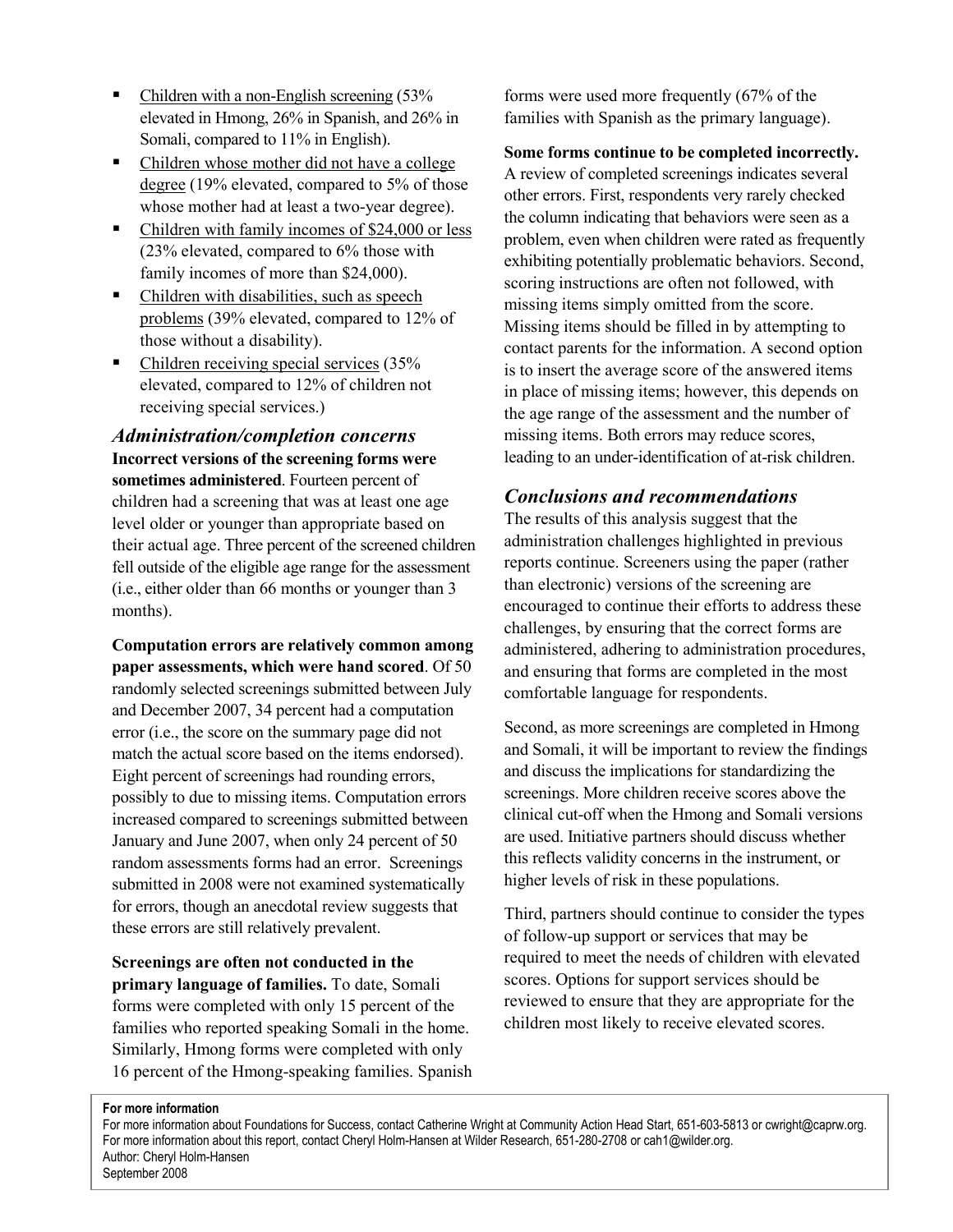- Children with a non-English screening (53% elevated in Hmong, 26% in Spanish, and 26% in Somali, compared to 11% in English).
- Children whose mother did not have a college degree (19% elevated, compared to 5% of those whose mother had at least a two-year degree).
- Children with family incomes of $24,000 or less (23% elevated, compared to 6% those with family incomes of more than $24,000).
- Children with disabilities, such as speech problems (39% elevated, compared to 12% of those without a disability).
- Children receiving special services (35% elevated, compared to 12% of children not receiving special services.)

## *Administration/completion concerns*

**Incorrect versions of the screening forms were sometimes administered**. Fourteen percent of children had a screening that was at least one age level older or younger than appropriate based on their actual age. Three percent of the screened children fell outside of the eligible age range for the assessment (i.e., either older than 66 months or younger than 3 months).

**Computation errors are relatively common among paper assessments, which were hand scored**. Of 50 randomly selected screenings submitted between July and December 2007, 34 percent had a computation error (i.e., the score on the summary page did not match the actual score based on the items endorsed). Eight percent of screenings had rounding errors, possibly to due to missing items. Computation errors increased compared to screenings submitted between January and June 2007, when only 24 percent of 50 random assessments forms had an error. Screenings submitted in 2008 were not examined systematically for errors, though an anecdotal review suggests that these errors are still relatively prevalent.

**Screenings are often not conducted in the primary language of families.** To date, Somali forms were completed with only 15 percent of the families who reported speaking Somali in the home. Similarly, Hmong forms were completed with only 16 percent of the Hmong-speaking families. Spanish forms were used more frequently (67% of the families with Spanish as the primary language).

**Some forms continue to be completed incorrectly.** A review of completed screenings indicates several other errors. First, respondents very rarely checked the column indicating that behaviors were seen as a problem, even when children were rated as frequently exhibiting potentially problematic behaviors. Second, scoring instructions are often not followed, with missing items simply omitted from the score. Missing items should be filled in by attempting to contact parents for the information. A second option is to insert the average score of the answered items in place of missing items; however, this depends on the age range of the assessment and the number of missing items. Both errors may reduce scores, leading to an under-identification of at-risk children.

## *Conclusions and recommendations*

The results of this analysis suggest that the administration challenges highlighted in previous reports continue. Screeners using the paper (rather than electronic) versions of the screening are encouraged to continue their efforts to address these challenges, by ensuring that the correct forms are administered, adhering to administration procedures, and ensuring that forms are completed in the most comfortable language for respondents.

Second, as more screenings are completed in Hmong and Somali, it will be important to review the findings and discuss the implications for standardizing the screenings. More children receive scores above the clinical cut-off when the Hmong and Somali versions are used. Initiative partners should discuss whether this reflects validity concerns in the instrument, or higher levels of risk in these populations.

Third, partners should continue to consider the types of follow-up support or services that may be required to meet the needs of children with elevated scores. Options for support services should be reviewed to ensure that they are appropriate for the children most likely to receive elevated scores.

**For more information**

For more information about Foundations for Success, contact Catherine Wright at Community Action Head Start, 651-603-5813 or cwright@caprw.org.
For more information about this report, contact Cheryl Holm-Hansen at Wilder Research, 651-280-2708 or cah1@wilder.org.
Author: Cheryl Holm-Hansen
September 2008